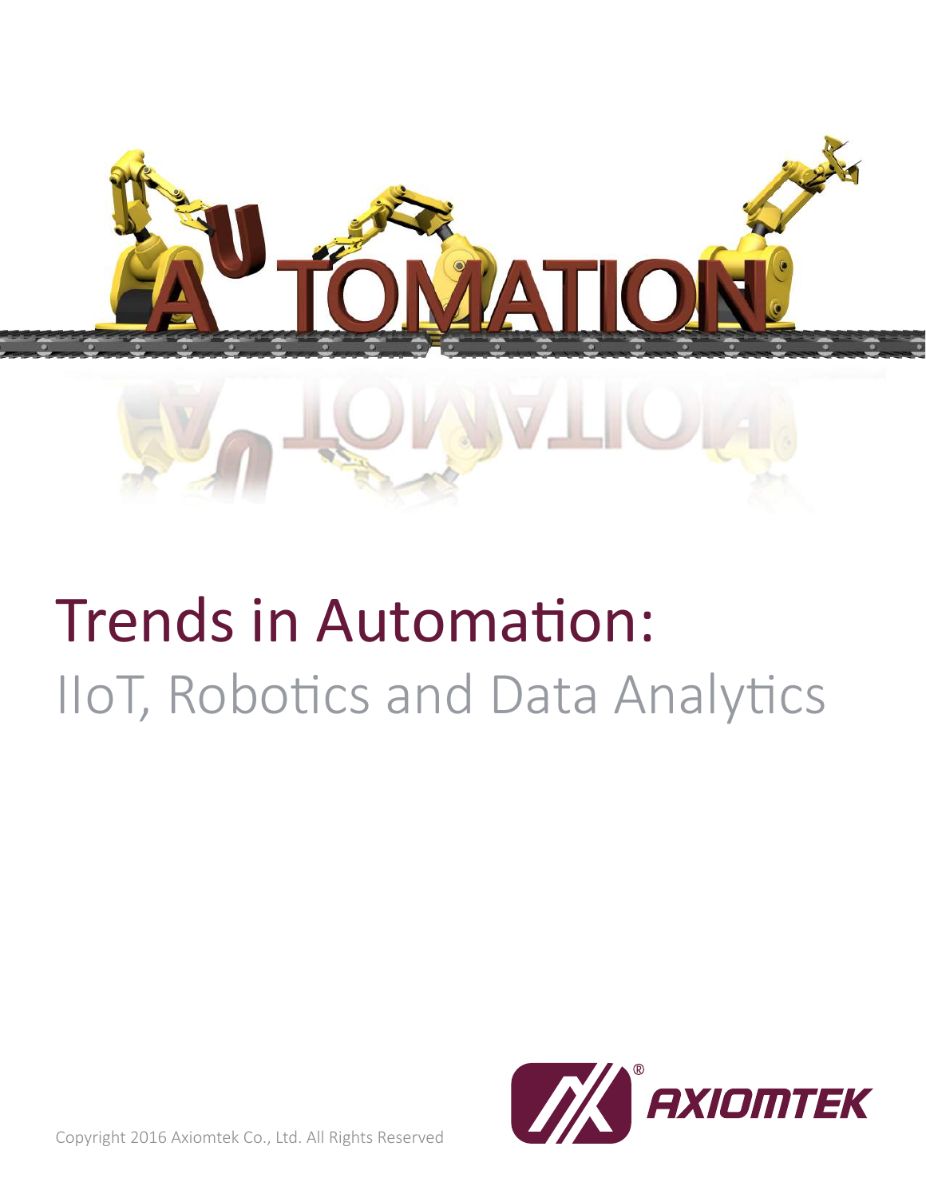# Trends in Automation:

## IIoT, Robotics and Data Analytics

Copyright 2016 Axiomtek Co., Ltd. All Rights Reserved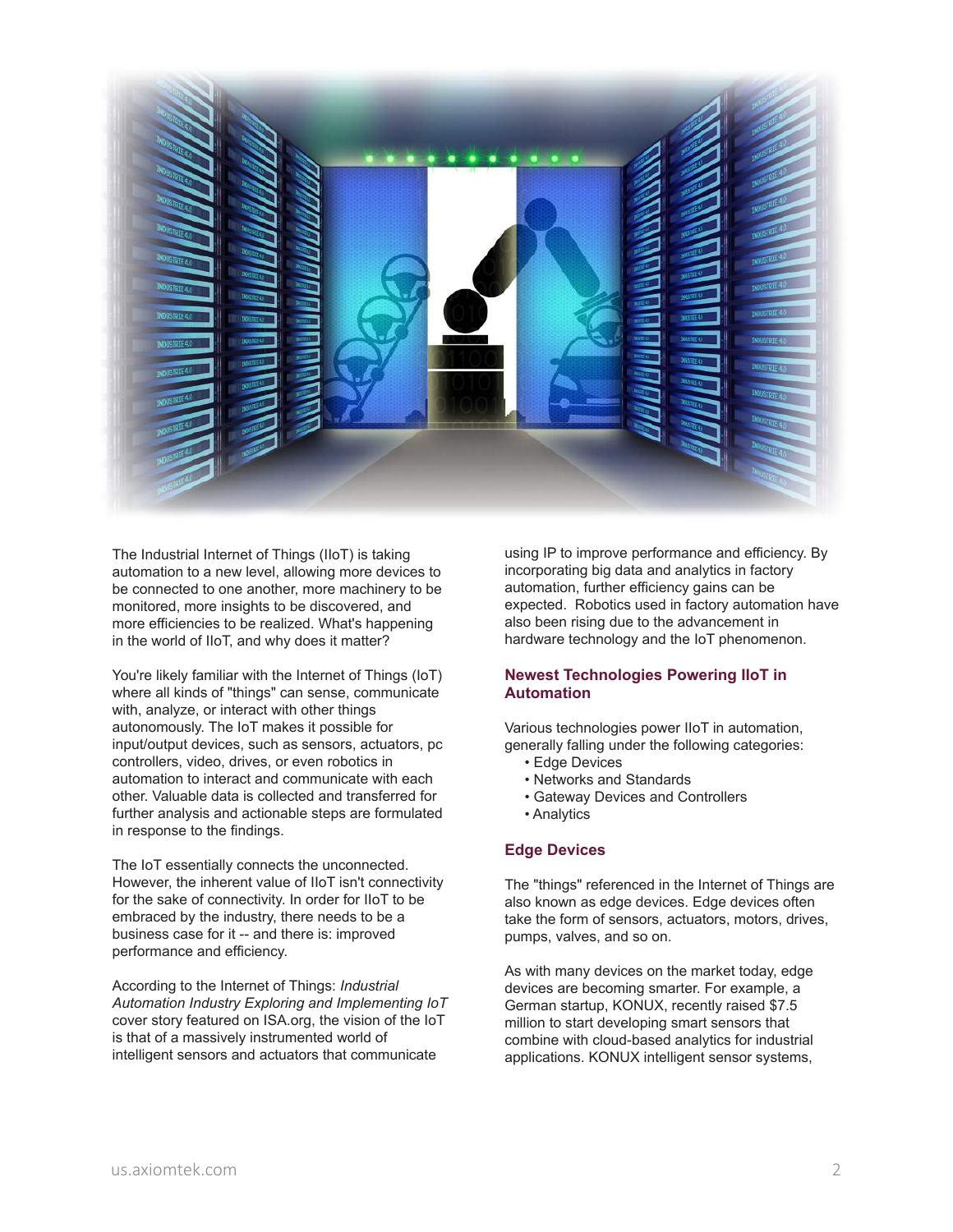The Industrial Internet of Things (IIoT) is taking automation to a new level, allowing more devices to be connected to one another, more machinery to be monitored, more insights to be discovered, and more efficiencies to be realized. What's happening in the world of IIoT, and why does it matter?

You're likely familiar with the Internet of Things (IoT) where all kinds of "things" can sense, communicate with, analyze, or interact with other things autonomously. The IoT makes it possible for input/output devices, such as sensors, actuators, pc controllers, video, drives, or even robotics in automation to interact and communicate with each other. Valuable data is collected and transferred for further analysis and actionable steps are formulated in response to the findings.

The IoT essentially connects the unconnected. However, the inherent value of IIoT isn't connectivity for the sake of connectivity. In order for IIoT to be embraced by the industry, there needs to be a business case for it -- and there is: improved performance and efficiency.

According to the Internet of Things: *Industrial Automation Industry Exploring and Implementing IoT* cover story featured on ISA.org, the vision of the IoT is that of a massively instrumented world of intelligent sensors and actuators that communicate using IP to improve performance and efficiency. By incorporating big data and analytics in factory automation, further efficiency gains can be expected. Robotics used in factory automation have also been rising due to the advancement in hardware technology and the IoT phenomenon.

## Newest Technologies Powering IIoT in Automation

Various technologies power IIoT in automation, generally falling under the following categories:

- Edge Devices
- Networks and Standards
- Gateway Devices and Controllers
- Analytics

## Edge Devices

The "things" referenced in the Internet of Things are also known as edge devices. Edge devices often take the form of sensors, actuators, motors, drives, pumps, valves, and so on.

As with many devices on the market today, edge devices are becoming smarter. For example, a German startup, KONUX, recently raised $7.5 million to start developing smart sensors that combine with cloud-based analytics for industrial applications. KONUX intelligent sensor systems,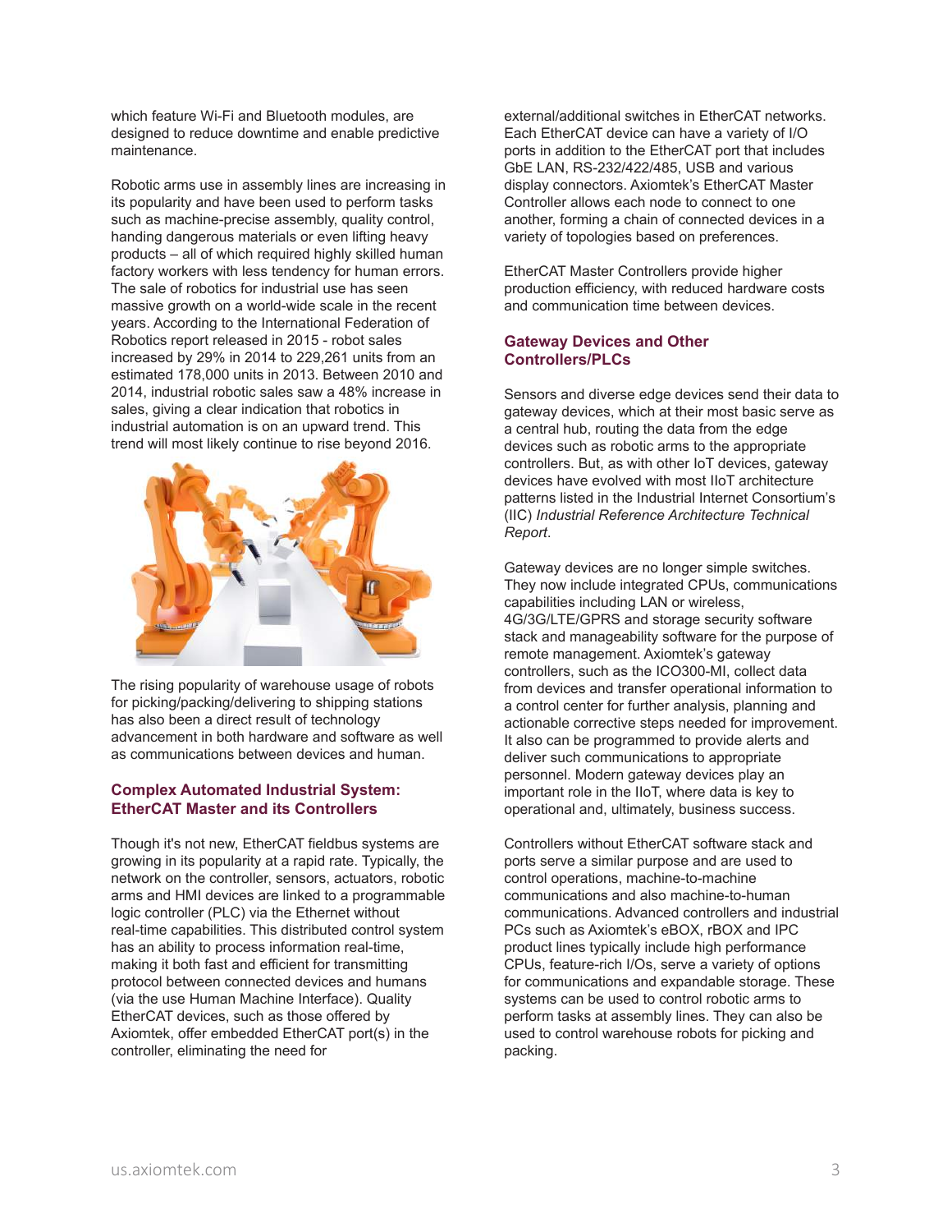which feature Wi-Fi and Bluetooth modules, are designed to reduce downtime and enable predictive maintenance.

Robotic arms use in assembly lines are increasing in its popularity and have been used to perform tasks such as machine-precise assembly, quality control, handing dangerous materials or even lifting heavy products – all of which required highly skilled human factory workers with less tendency for human errors. The sale of robotics for industrial use has seen massive growth on a world-wide scale in the recent years. According to the International Federation of Robotics report released in 2015 - robot sales increased by 29% in 2014 to 229,261 units from an estimated 178,000 units in 2013. Between 2010 and 2014, industrial robotic sales saw a 48% increase in sales, giving a clear indication that robotics in industrial automation is on an upward trend. This trend will most likely continue to rise beyond 2016.

The rising popularity of warehouse usage of robots for picking/packing/delivering to shipping stations has also been a direct result of technology advancement in both hardware and software as well as communications between devices and human.

## Complex Automated Industrial System: EtherCAT Master and its Controllers

Though it's not new, EtherCAT fieldbus systems are growing in its popularity at a rapid rate. Typically, the network on the controller, sensors, actuators, robotic arms and HMI devices are linked to a programmable logic controller (PLC) via the Ethernet without real-time capabilities. This distributed control system has an ability to process information real-time, making it both fast and efficient for transmitting protocol between connected devices and humans (via the use Human Machine Interface). Quality EtherCAT devices, such as those offered by Axiomtek, offer embedded EtherCAT port(s) in the controller, eliminating the need for external/additional switches in EtherCAT networks. Each EtherCAT device can have a variety of I/O ports in addition to the EtherCAT port that includes GbE LAN, RS-232/422/485, USB and various display connectors. Axiomtek's EtherCAT Master Controller allows each node to connect to one another, forming a chain of connected devices in a variety of topologies based on preferences.

EtherCAT Master Controllers provide higher production efficiency, with reduced hardware costs and communication time between devices.

## Gateway Devices and Other Controllers/PLCs

Sensors and diverse edge devices send their data to gateway devices, which at their most basic serve as a central hub, routing the data from the edge devices such as robotic arms to the appropriate controllers. But, as with other IoT devices, gateway devices have evolved with most IIoT architecture patterns listed in the Industrial Internet Consortium's (IIC) *Industrial Reference Architecture Technical Report*.

Gateway devices are no longer simple switches. They now include integrated CPUs, communications capabilities including LAN or wireless, 4G/3G/LTE/GPRS and storage security software stack and manageability software for the purpose of remote management. Axiomtek's gateway controllers, such as the ICO300-MI, collect data from devices and transfer operational information to a control center for further analysis, planning and actionable corrective steps needed for improvement. It also can be programmed to provide alerts and deliver such communications to appropriate personnel. Modern gateway devices play an important role in the IIoT, where data is key to operational and, ultimately, business success.

Controllers without EtherCAT software stack and ports serve a similar purpose and are used to control operations, machine-to-machine communications and also machine-to-human communications. Advanced controllers and industrial PCs such as Axiomtek's eBOX, rBOX and IPC product lines typically include high performance CPUs, feature-rich I/Os, serve a variety of options for communications and expandable storage. These systems can be used to control robotic arms to perform tasks at assembly lines. They can also be used to control warehouse robots for picking and packing.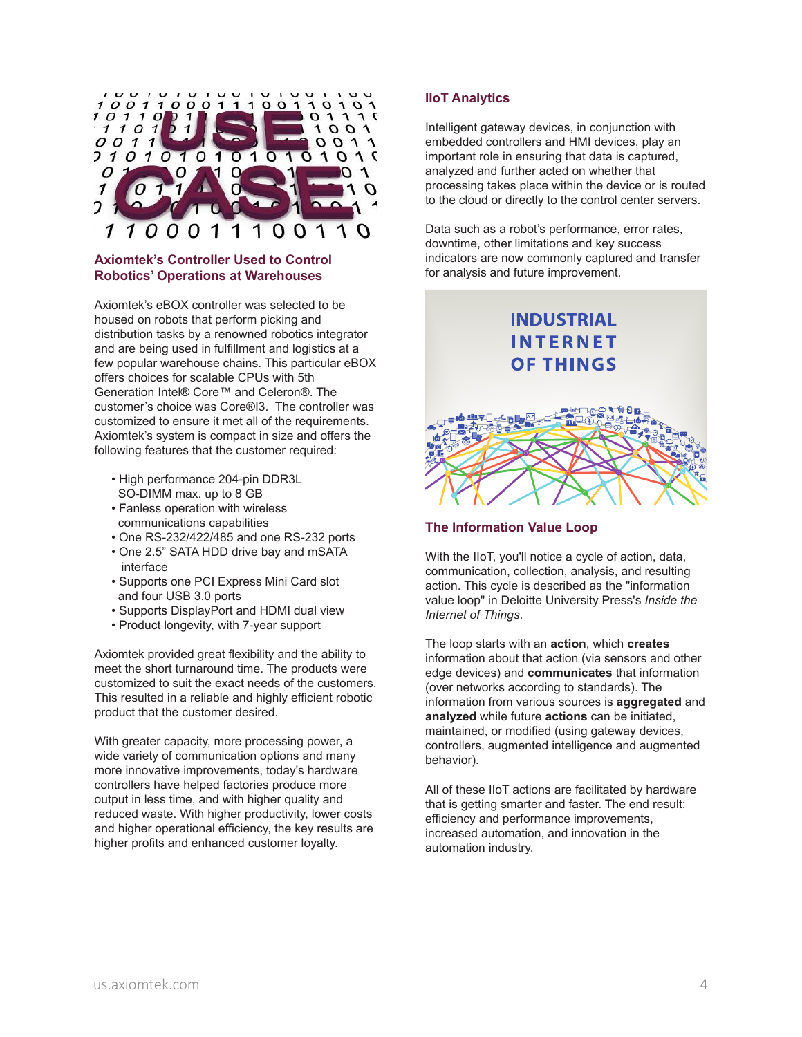## Axiomtek's Controller Used to Control Robotics' Operations at Warehouses

Axiomtek's eBOX controller was selected to be housed on robots that perform picking and distribution tasks by a renowned robotics integrator and are being used in fulfillment and logistics at a few popular warehouse chains. This particular eBOX offers choices for scalable CPUs with 5th Generation Intel® Core™ and Celeron®. The customer's choice was Core®I3. The controller was customized to ensure it met all of the requirements. Axiomtek's system is compact in size and offers the following features that the customer required:

- High performance 204-pin DDR3L SO-DIMM max. up to 8 GB
- Fanless operation with wireless communications capabilities
- One RS-232/422/485 and one RS-232 ports
- One 2.5" SATA HDD drive bay and mSATA interface
- Supports one PCI Express Mini Card slot and four USB 3.0 ports
- Supports DisplayPort and HDMI dual view
- Product longevity, with 7-year support

Axiomtek provided great flexibility and the ability to meet the short turnaround time. The products were customized to suit the exact needs of the customers. This resulted in a reliable and highly efficient robotic product that the customer desired.

With greater capacity, more processing power, a wide variety of communication options and many more innovative improvements, today's hardware controllers have helped factories produce more output in less time, and with higher quality and reduced waste. With higher productivity, lower costs and higher operational efficiency, the key results are higher profits and enhanced customer loyalty.

## IIoT Analytics

Intelligent gateway devices, in conjunction with embedded controllers and HMI devices, play an important role in ensuring that data is captured, analyzed and further acted on whether that processing takes place within the device or is routed to the cloud or directly to the control center servers.

Data such as a robot's performance, error rates, downtime, other limitations and key success indicators are now commonly captured and transfer for analysis and future improvement.

## The Information Value Loop

With the IIoT, you'll notice a cycle of action, data, communication, collection, analysis, and resulting action. This cycle is described as the "information value loop" in Deloitte University Press's *Inside the Internet of Things*.

The loop starts with an **action**, which **creates** information about that action (via sensors and other edge devices) and **communicates** that information (over networks according to standards). The information from various sources is **aggregated** and **analyzed** while future **actions** can be initiated, maintained, or modified (using gateway devices, controllers, augmented intelligence and augmented behavior).

All of these IIoT actions are facilitated by hardware that is getting smarter and faster. The end result: efficiency and performance improvements, increased automation, and innovation in the automation industry.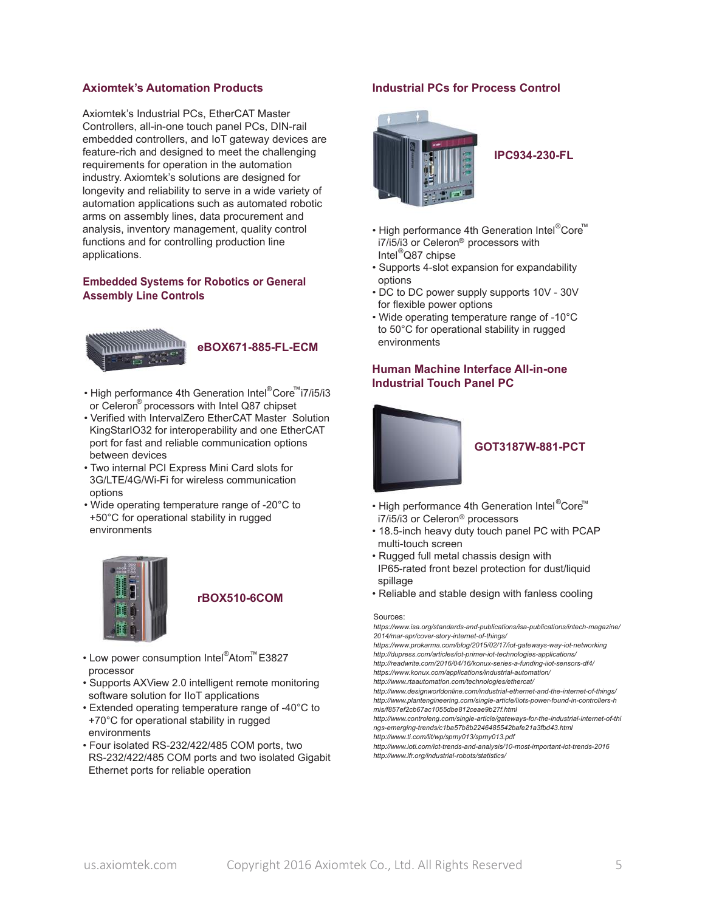## Axiomtek's Automation Products

Axiomtek's Industrial PCs, EtherCAT Master Controllers, all-in-one touch panel PCs, DIN-rail embedded controllers, and IoT gateway devices are feature-rich and designed to meet the challenging requirements for operation in the automation industry. Axiomtek's solutions are designed for longevity and reliability to serve in a wide variety of automation applications such as automated robotic arms on assembly lines, data procurement and analysis, inventory management, quality control functions and for controlling production line applications.

## Embedded Systems for Robotics or General Assembly Line Controls

### eBOX671-885-FL-ECM

- High performance 4th Generation Intel® Core™ i7/i5/i3 or Celeron® processors with Intel Q87 chipset
- Verified with IntervalZero EtherCAT Master Solution KingStarIO32 for interoperability and one EtherCAT port for fast and reliable communication options between devices
- Two internal PCI Express Mini Card slots for 3G/LTE/4G/Wi-Fi for wireless communication options
- Wide operating temperature range of -20°C to +50°C for operational stability in rugged environments

### rBOX510-6COM

- Low power consumption Intel® Atom™ E3827 processor
- Supports AXView 2.0 intelligent remote monitoring software solution for IIoT applications
- Extended operating temperature range of -40°C to +70°C for operational stability in rugged environments
- Four isolated RS-232/422/485 COM ports, two RS-232/422/485 COM ports and two isolated Gigabit Ethernet ports for reliable operation

## Industrial PCs for Process Control

### IPC934-230-FL

- High performance 4th Generation Intel® Core™ i7/i5/i3 or Celeron® processors with Intel® Q87 chipse
- Supports 4-slot expansion for expandability options
- DC to DC power supply supports 10V - 30V for flexible power options
- Wide operating temperature range of -10°C to 50°C for operational stability in rugged environments

## Human Machine Interface All-in-one Industrial Touch Panel PC

### GOT3187W-881-PCT

- High performance 4th Generation Intel® Core™ i7/i5/i3 or Celeron® processors
- 18.5-inch heavy duty touch panel PC with PCAP multi-touch screen
- Rugged full metal chassis design with IP65-rated front bezel protection for dust/liquid spillage
- Reliable and stable design with fanless cooling

Sources:

*https://www.isa.org/standards-and-publications/isa-publications/intech-magazine/2014/mar-apr/cover-story-internet-of-things/*
*https://www.prokarma.com/blog/2015/02/17/iot-gateways-way-iot-networking*
*http://dupress.com/articles/iot-primer-iot-technologies-applications/*
*http://readwrite.com/2016/04/16/konux-series-a-funding-iiot-sensors-df4/*
*https://www.konux.com/applications/industrial-automation/*
*http://www.rtaautomation.com/technologies/ethercat/*
*http://www.designworldonline.com/industrial-ethernet-and-the-internet-of-things/*
*http://www.plantengineering.com/single-article/iiots-power-found-in-controllers-hmis/f857ef2cb67ac1055dbe812ceae9b27f.html*
*http://www.controleng.com/single-article/gateways-for-the-industrial-internet-of-things-emerging-trends/c1ba57b8b2246485542bafe21a3fbd43.html*
*http://www.ti.com/lit/wp/spmy013/spmy013.pdf*
*http://www.ioti.com/iot-trends-and-analysis/10-most-important-iot-trends-2016*
*http://www.ifr.org/industrial-robots/statistics/*